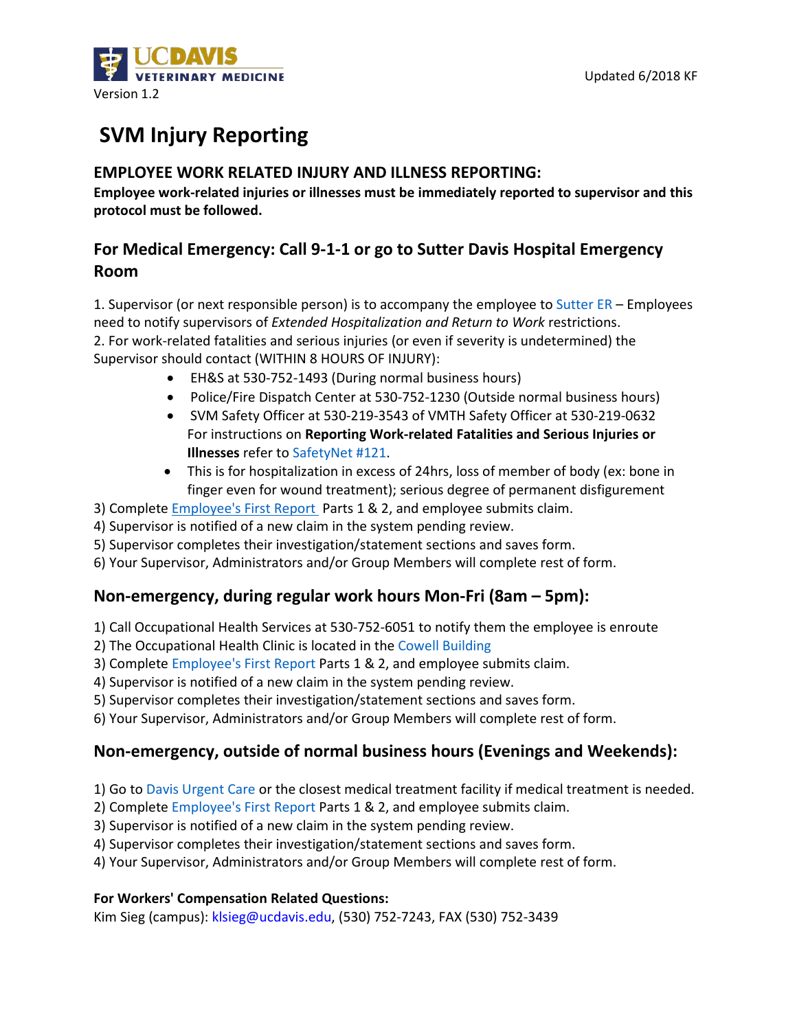UC DAVIS VETERINARY MEDICINE

Version 1.2

Updated 6/2018 KF

# SVM Injury Reporting

## EMPLOYEE WORK RELATED INJURY AND ILLNESS REPORTING:

**Employee work-related injuries or illnesses must be immediately reported to supervisor and this protocol must be followed.**

## For Medical Emergency: Call 9-1-1 or go to Sutter Davis Hospital Emergency Room

1. Supervisor (or next responsible person) is to accompany the employee to Sutter ER – Employees need to notify supervisors of *Extended Hospitalization and Return to Work* restrictions.
2. For work-related fatalities and serious injuries (or even if severity is undetermined) the Supervisor should contact (WITHIN 8 HOURS OF INJURY):
   - EH&S at 530-752-1493 (During normal business hours)
   - Police/Fire Dispatch Center at 530-752-1230 (Outside normal business hours)
   - SVM Safety Officer at 530-219-3543 of VMTH Safety Officer at 530-219-0632 For instructions on **Reporting Work-related Fatalities and Serious Injuries or Illnesses** refer to SafetyNet #121.
   - This is for hospitalization in excess of 24hrs, loss of member of body (ex: bone in finger even for wound treatment); serious degree of permanent disfigurement

3) Complete Employee's First Report Parts 1 & 2, and employee submits claim.
4) Supervisor is notified of a new claim in the system pending review.
5) Supervisor completes their investigation/statement sections and saves form.
6) Your Supervisor, Administrators and/or Group Members will complete rest of form.

## Non-emergency, during regular work hours Mon-Fri (8am – 5pm):

1) Call Occupational Health Services at 530-752-6051 to notify them the employee is enroute
2) The Occupational Health Clinic is located in the Cowell Building
3) Complete Employee's First Report Parts 1 & 2, and employee submits claim.
4) Supervisor is notified of a new claim in the system pending review.
5) Supervisor completes their investigation/statement sections and saves form.
6) Your Supervisor, Administrators and/or Group Members will complete rest of form.

## Non-emergency, outside of normal business hours (Evenings and Weekends):

1) Go to Davis Urgent Care or the closest medical treatment facility if medical treatment is needed.
2) Complete Employee's First Report Parts 1 & 2, and employee submits claim.
3) Supervisor is notified of a new claim in the system pending review.
4) Supervisor completes their investigation/statement sections and saves form.
4) Your Supervisor, Administrators and/or Group Members will complete rest of form.

**For Workers' Compensation Related Questions:**

Kim Sieg (campus): klsieg@ucdavis.edu, (530) 752-7243, FAX (530) 752-3439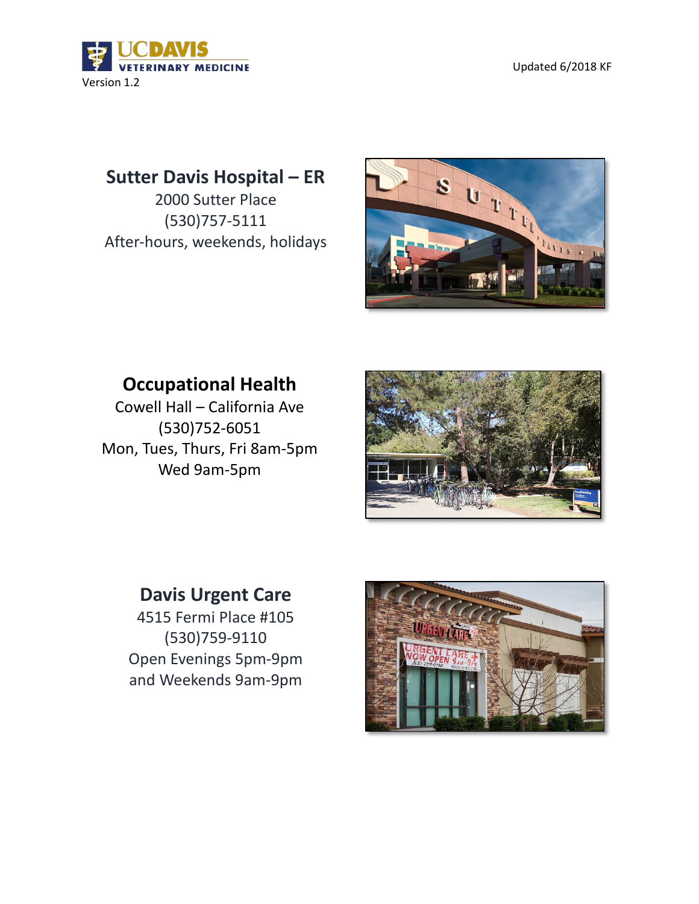UC DAVIS VETERINARY MEDICINE

Version 1.2

Updated 6/2018 KF

## Sutter Davis Hospital – ER

2000 Sutter Place

(530)757-5111

After-hours, weekends, holidays

## Occupational Health

Cowell Hall – California Ave

(530)752-6051

Mon, Tues, Thurs, Fri 8am-5pm

Wed 9am-5pm

## Davis Urgent Care

4515 Fermi Place #105

(530)759-9110

Open Evenings 5pm-9pm

and Weekends 9am-9pm